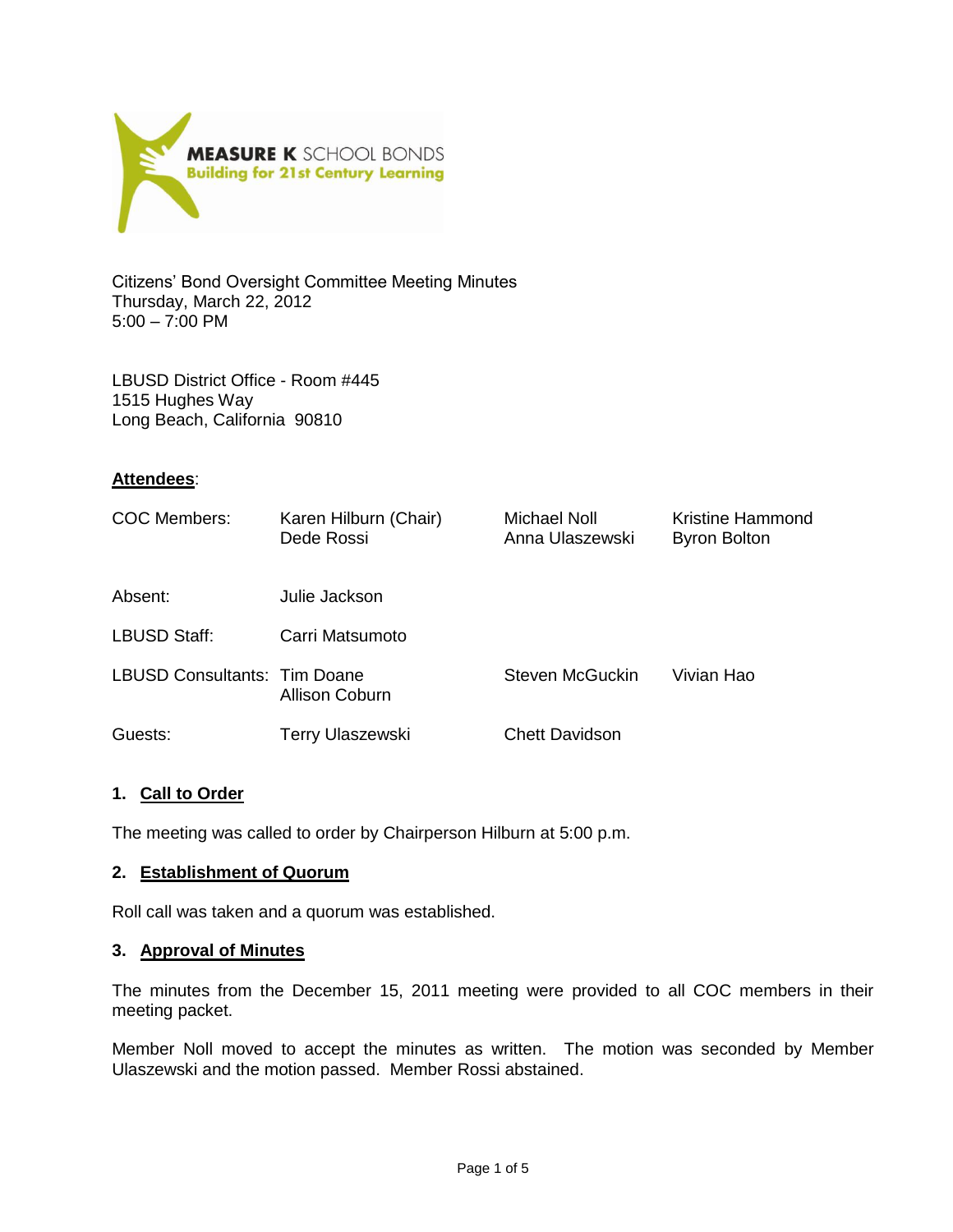**MEASURE K** SCHOOL BONDS
**Building for 21st Century Learning**

Citizens' Bond Oversight Committee Meeting Minutes
Thursday, March 22, 2012
5:00 – 7:00 PM

LBUSD District Office - Room #445
1515 Hughes Way
Long Beach, California 90810

**Attendees**:

| | | | |
|---|---|---|---|
| COC Members: | Karen Hilburn (Chair)<br>Dede Rossi | Michael Noll<br>Anna Ulaszewski | Kristine Hammond<br>Byron Bolton |
| Absent: | Julie Jackson | | |
| LBUSD Staff: | Carri Matsumoto | | |
| LBUSD Consultants: | Tim Doane<br>Allison Coburn | Steven McGuckin | Vivian Hao |
| Guests: | Terry Ulaszewski | Chett Davidson | |

### 1. Call to Order

The meeting was called to order by Chairperson Hilburn at 5:00 p.m.

### 2. Establishment of Quorum

Roll call was taken and a quorum was established.

### 3. Approval of Minutes

The minutes from the December 15, 2011 meeting were provided to all COC members in their meeting packet.

Member Noll moved to accept the minutes as written. The motion was seconded by Member Ulaszewski and the motion passed. Member Rossi abstained.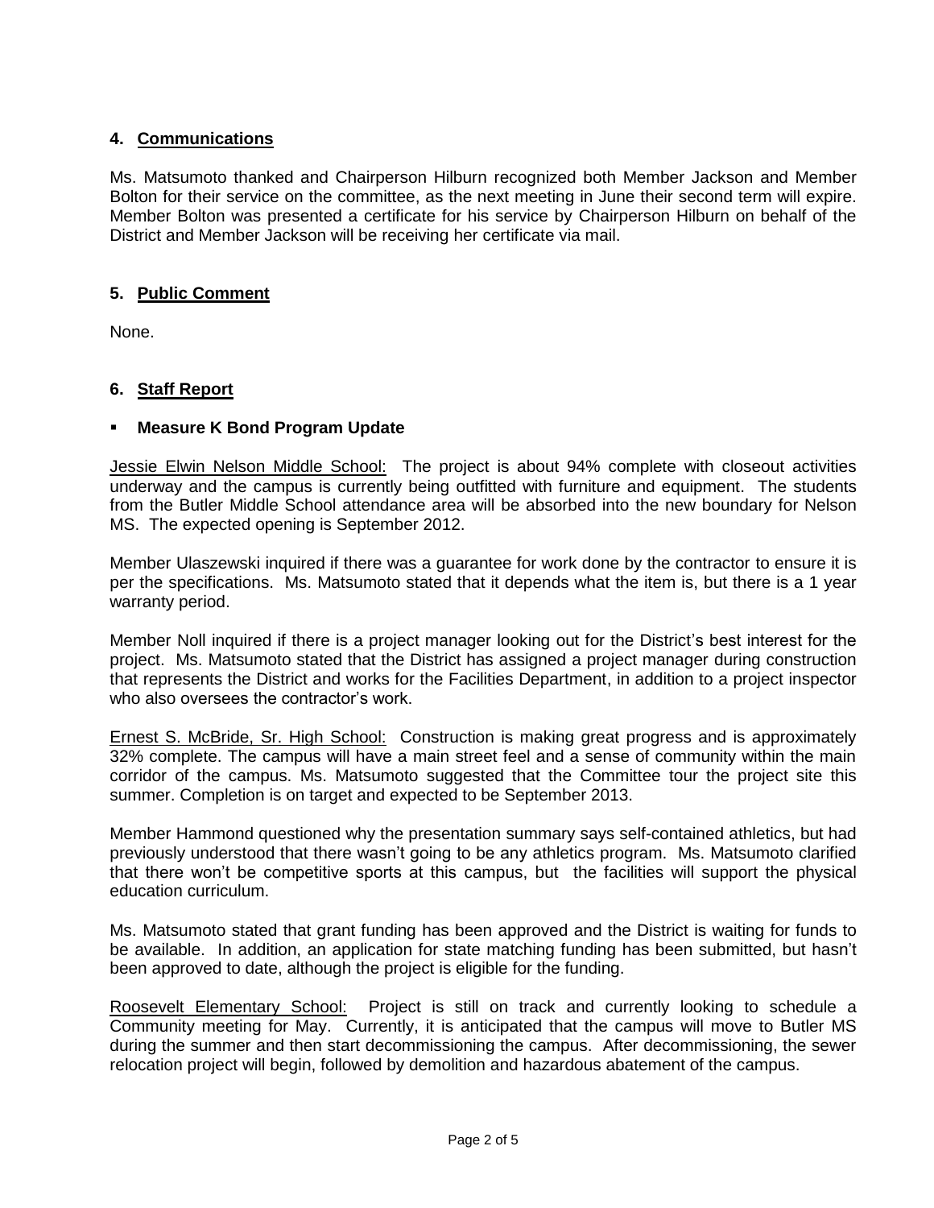## 4. Communications

Ms. Matsumoto thanked and Chairperson Hilburn recognized both Member Jackson and Member Bolton for their service on the committee, as the next meeting in June their second term will expire. Member Bolton was presented a certificate for his service by Chairperson Hilburn on behalf of the District and Member Jackson will be receiving her certificate via mail.

## 5. Public Comment

None.

## 6. Staff Report

- **Measure K Bond Program Update**

Jessie Elwin Nelson Middle School: The project is about 94% complete with closeout activities underway and the campus is currently being outfitted with furniture and equipment. The students from the Butler Middle School attendance area will be absorbed into the new boundary for Nelson MS. The expected opening is September 2012.

Member Ulaszewski inquired if there was a guarantee for work done by the contractor to ensure it is per the specifications. Ms. Matsumoto stated that it depends what the item is, but there is a 1 year warranty period.

Member Noll inquired if there is a project manager looking out for the District's best interest for the project. Ms. Matsumoto stated that the District has assigned a project manager during construction that represents the District and works for the Facilities Department, in addition to a project inspector who also oversees the contractor's work.

Ernest S. McBride, Sr. High School: Construction is making great progress and is approximately 32% complete. The campus will have a main street feel and a sense of community within the main corridor of the campus. Ms. Matsumoto suggested that the Committee tour the project site this summer. Completion is on target and expected to be September 2013.

Member Hammond questioned why the presentation summary says self-contained athletics, but had previously understood that there wasn't going to be any athletics program. Ms. Matsumoto clarified that there won't be competitive sports at this campus, but the facilities will support the physical education curriculum.

Ms. Matsumoto stated that grant funding has been approved and the District is waiting for funds to be available. In addition, an application for state matching funding has been submitted, but hasn't been approved to date, although the project is eligible for the funding.

Roosevelt Elementary School: Project is still on track and currently looking to schedule a Community meeting for May. Currently, it is anticipated that the campus will move to Butler MS during the summer and then start decommissioning the campus. After decommissioning, the sewer relocation project will begin, followed by demolition and hazardous abatement of the campus.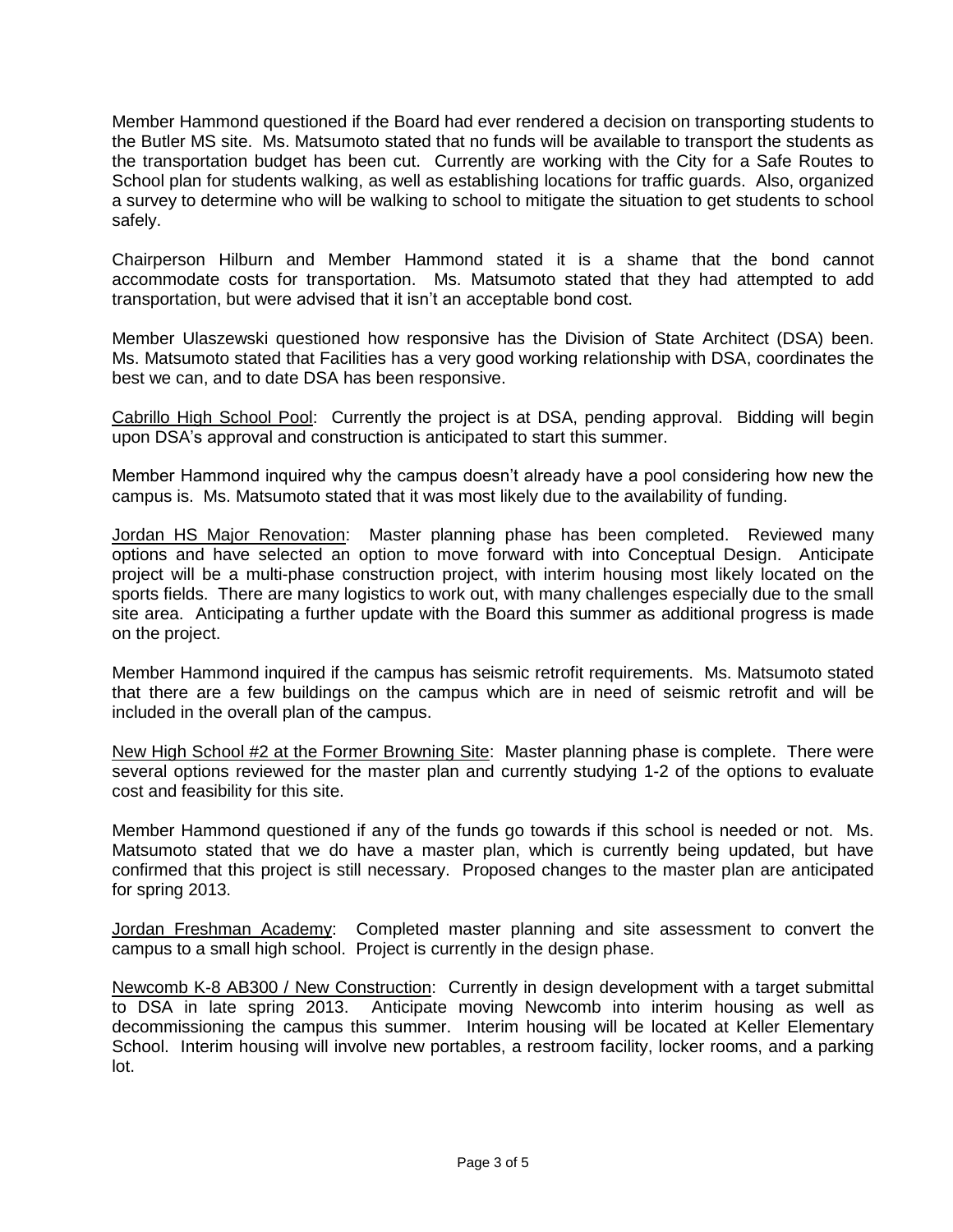Member Hammond questioned if the Board had ever rendered a decision on transporting students to the Butler MS site. Ms. Matsumoto stated that no funds will be available to transport the students as the transportation budget has been cut. Currently are working with the City for a Safe Routes to School plan for students walking, as well as establishing locations for traffic guards. Also, organized a survey to determine who will be walking to school to mitigate the situation to get students to school safely.

Chairperson Hilburn and Member Hammond stated it is a shame that the bond cannot accommodate costs for transportation. Ms. Matsumoto stated that they had attempted to add transportation, but were advised that it isn't an acceptable bond cost.

Member Ulaszewski questioned how responsive has the Division of State Architect (DSA) been. Ms. Matsumoto stated that Facilities has a very good working relationship with DSA, coordinates the best we can, and to date DSA has been responsive.

<u>Cabrillo High School Pool</u>: Currently the project is at DSA, pending approval. Bidding will begin upon DSA's approval and construction is anticipated to start this summer.

Member Hammond inquired why the campus doesn't already have a pool considering how new the campus is. Ms. Matsumoto stated that it was most likely due to the availability of funding.

<u>Jordan HS Major Renovation</u>: Master planning phase has been completed. Reviewed many options and have selected an option to move forward with into Conceptual Design. Anticipate project will be a multi-phase construction project, with interim housing most likely located on the sports fields. There are many logistics to work out, with many challenges especially due to the small site area. Anticipating a further update with the Board this summer as additional progress is made on the project.

Member Hammond inquired if the campus has seismic retrofit requirements. Ms. Matsumoto stated that there are a few buildings on the campus which are in need of seismic retrofit and will be included in the overall plan of the campus.

<u>New High School #2 at the Former Browning Site</u>: Master planning phase is complete. There were several options reviewed for the master plan and currently studying 1-2 of the options to evaluate cost and feasibility for this site.

Member Hammond questioned if any of the funds go towards if this school is needed or not. Ms. Matsumoto stated that we do have a master plan, which is currently being updated, but have confirmed that this project is still necessary. Proposed changes to the master plan are anticipated for spring 2013.

<u>Jordan Freshman Academy</u>: Completed master planning and site assessment to convert the campus to a small high school. Project is currently in the design phase.

<u>Newcomb K-8 AB300 / New Construction</u>: Currently in design development with a target submittal to DSA in late spring 2013. Anticipate moving Newcomb into interim housing as well as decommissioning the campus this summer. Interim housing will be located at Keller Elementary School. Interim housing will involve new portables, a restroom facility, locker rooms, and a parking lot.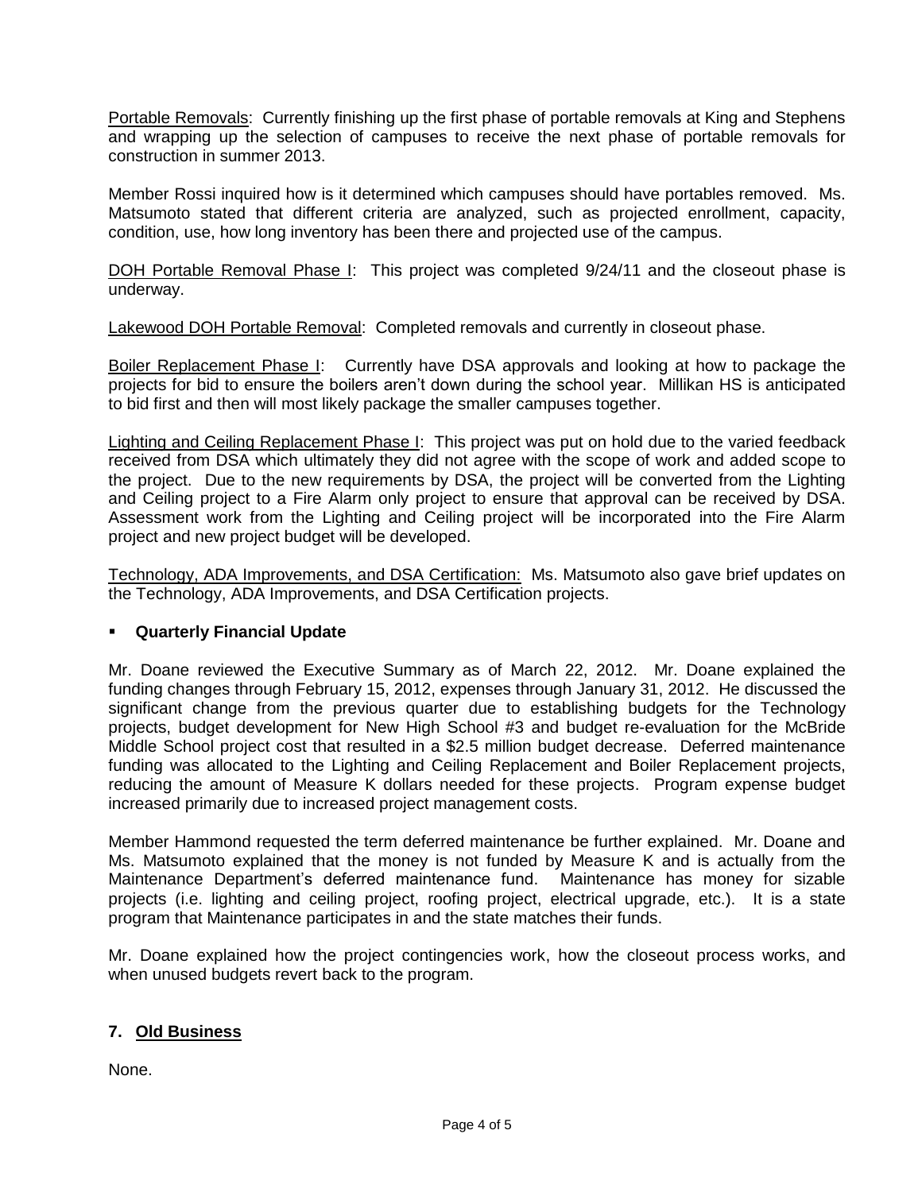Portable Removals: Currently finishing up the first phase of portable removals at King and Stephens and wrapping up the selection of campuses to receive the next phase of portable removals for construction in summer 2013.

Member Rossi inquired how is it determined which campuses should have portables removed. Ms. Matsumoto stated that different criteria are analyzed, such as projected enrollment, capacity, condition, use, how long inventory has been there and projected use of the campus.

DOH Portable Removal Phase I: This project was completed 9/24/11 and the closeout phase is underway.

Lakewood DOH Portable Removal: Completed removals and currently in closeout phase.

Boiler Replacement Phase I: Currently have DSA approvals and looking at how to package the projects for bid to ensure the boilers aren't down during the school year. Millikan HS is anticipated to bid first and then will most likely package the smaller campuses together.

Lighting and Ceiling Replacement Phase I: This project was put on hold due to the varied feedback received from DSA which ultimately they did not agree with the scope of work and added scope to the project. Due to the new requirements by DSA, the project will be converted from the Lighting and Ceiling project to a Fire Alarm only project to ensure that approval can be received by DSA. Assessment work from the Lighting and Ceiling project will be incorporated into the Fire Alarm project and new project budget will be developed.

Technology, ADA Improvements, and DSA Certification: Ms. Matsumoto also gave brief updates on the Technology, ADA Improvements, and DSA Certification projects.

- **Quarterly Financial Update**

Mr. Doane reviewed the Executive Summary as of March 22, 2012. Mr. Doane explained the funding changes through February 15, 2012, expenses through January 31, 2012. He discussed the significant change from the previous quarter due to establishing budgets for the Technology projects, budget development for New High School #3 and budget re-evaluation for the McBride Middle School project cost that resulted in a $2.5 million budget decrease. Deferred maintenance funding was allocated to the Lighting and Ceiling Replacement and Boiler Replacement projects, reducing the amount of Measure K dollars needed for these projects. Program expense budget increased primarily due to increased project management costs.

Member Hammond requested the term deferred maintenance be further explained. Mr. Doane and Ms. Matsumoto explained that the money is not funded by Measure K and is actually from the Maintenance Department's deferred maintenance fund. Maintenance has money for sizable projects (i.e. lighting and ceiling project, roofing project, electrical upgrade, etc.). It is a state program that Maintenance participates in and the state matches their funds.

Mr. Doane explained how the project contingencies work, how the closeout process works, and when unused budgets revert back to the program.

## 7. Old Business

None.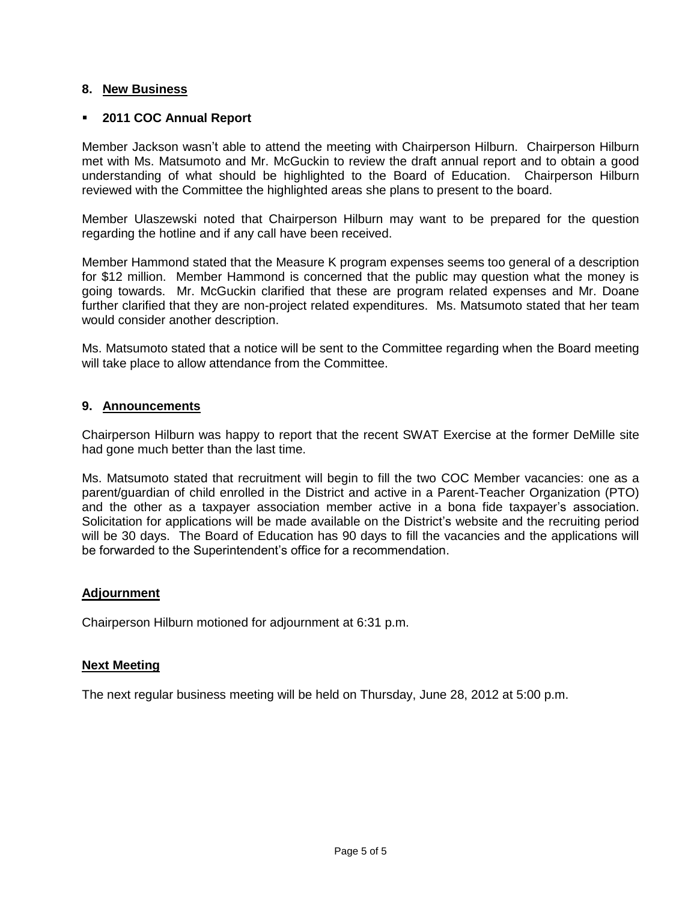## 8. New Business

- **2011 COC Annual Report**

Member Jackson wasn't able to attend the meeting with Chairperson Hilburn. Chairperson Hilburn met with Ms. Matsumoto and Mr. McGuckin to review the draft annual report and to obtain a good understanding of what should be highlighted to the Board of Education. Chairperson Hilburn reviewed with the Committee the highlighted areas she plans to present to the board.

Member Ulaszewski noted that Chairperson Hilburn may want to be prepared for the question regarding the hotline and if any call have been received.

Member Hammond stated that the Measure K program expenses seems too general of a description for $12 million. Member Hammond is concerned that the public may question what the money is going towards. Mr. McGuckin clarified that these are program related expenses and Mr. Doane further clarified that they are non-project related expenditures. Ms. Matsumoto stated that her team would consider another description.

Ms. Matsumoto stated that a notice will be sent to the Committee regarding when the Board meeting will take place to allow attendance from the Committee.

## 9. Announcements

Chairperson Hilburn was happy to report that the recent SWAT Exercise at the former DeMille site had gone much better than the last time.

Ms. Matsumoto stated that recruitment will begin to fill the two COC Member vacancies: one as a parent/guardian of child enrolled in the District and active in a Parent-Teacher Organization (PTO) and the other as a taxpayer association member active in a bona fide taxpayer's association. Solicitation for applications will be made available on the District's website and the recruiting period will be 30 days. The Board of Education has 90 days to fill the vacancies and the applications will be forwarded to the Superintendent's office for a recommendation.

## Adjournment

Chairperson Hilburn motioned for adjournment at 6:31 p.m.

## Next Meeting

The next regular business meeting will be held on Thursday, June 28, 2012 at 5:00 p.m.